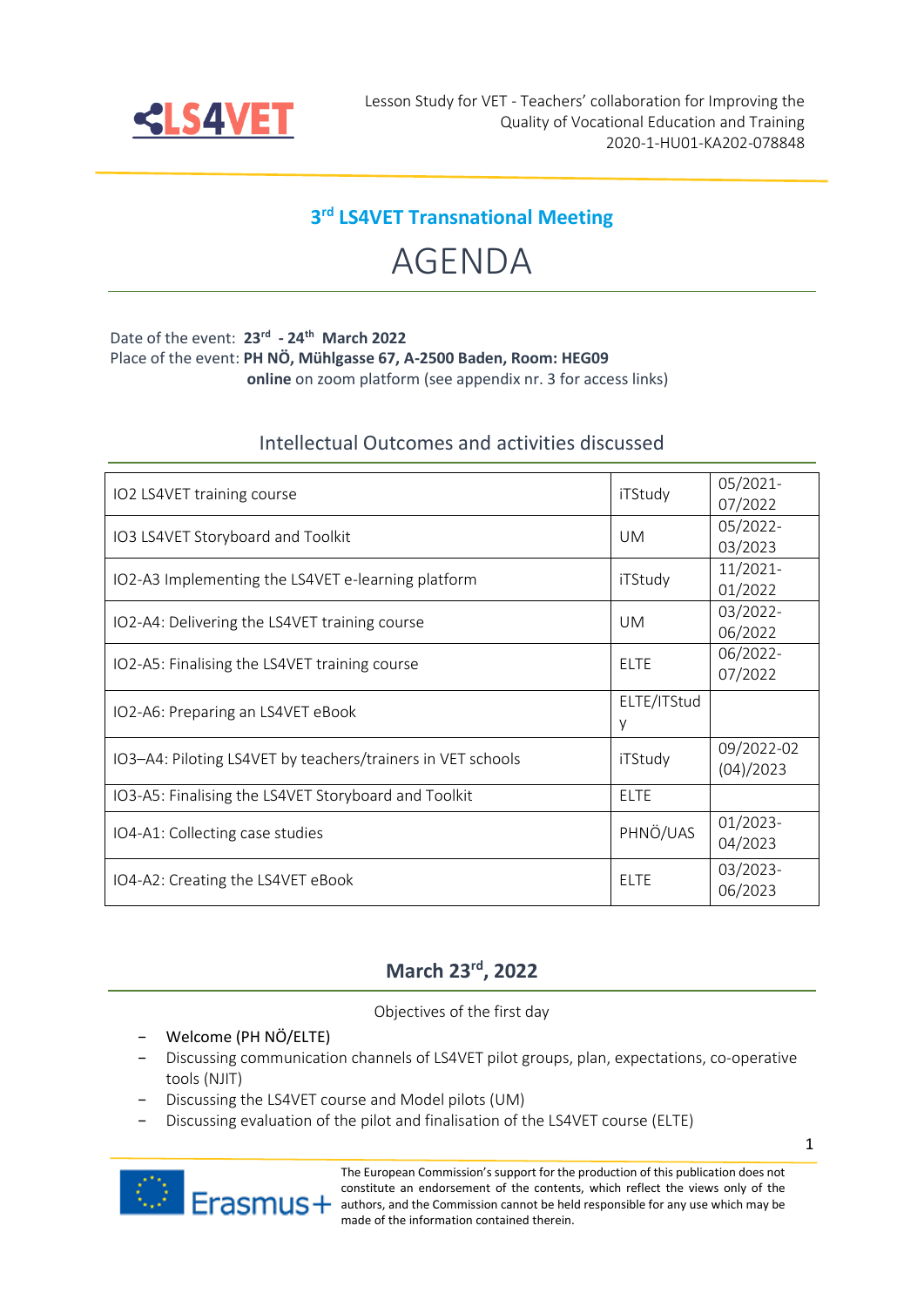Lesson Study for VET - Teachers' collaboration for Improving the Quality of Vocational Education and Training
2020-1-HU01-KA202-078848

## 3rd LS4VET Transnational Meeting

# AGENDA

Date of the event: **23rd - 24th March 2022**
Place of the event: **PH NÖ, Mühlgasse 67, A-2500 Baden, Room: HEG09**
**online** on zoom platform (see appendix nr. 3 for access links)

## Intellectual Outcomes and activities discussed

| | | |
|---|---|---|
| IO2 LS4VET training course | iTStudy | 05/2021-07/2022 |
| IO3 LS4VET Storyboard and Toolkit | UM | 05/2022-03/2023 |
| IO2-A3 Implementing the LS4VET e-learning platform | iTStudy | 11/2021-01/2022 |
| IO2-A4: Delivering the LS4VET training course | UM | 03/2022-06/2022 |
| IO2-A5: Finalising the LS4VET training course | ELTE | 06/2022-07/2022 |
| IO2-A6: Preparing an LS4VET eBook | ELTE/ITStudy | |
| IO3–A4: Piloting LS4VET by teachers/trainers in VET schools | iTStudy | 09/2022-02 (04)/2023 |
| IO3-A5: Finalising the LS4VET Storyboard and Toolkit | ELTE | |
| IO4-A1: Collecting case studies | PHNÖ/UAS | 01/2023-04/2023 |
| IO4-A2: Creating the LS4VET eBook | ELTE | 03/2023-06/2023 |

## March 23rd, 2022

Objectives of the first day

- Welcome (PH NÖ/ELTE)
- Discussing communication channels of LS4VET pilot groups, plan, expectations, co-operative tools (NJIT)
- Discussing the LS4VET course and Model pilots (UM)
- Discussing evaluation of the pilot and finalisation of the LS4VET course (ELTE)

The European Commission's support for the production of this publication does not constitute an endorsement of the contents, which reflect the views only of the authors, and the Commission cannot be held responsible for any use which may be made of the information contained therein.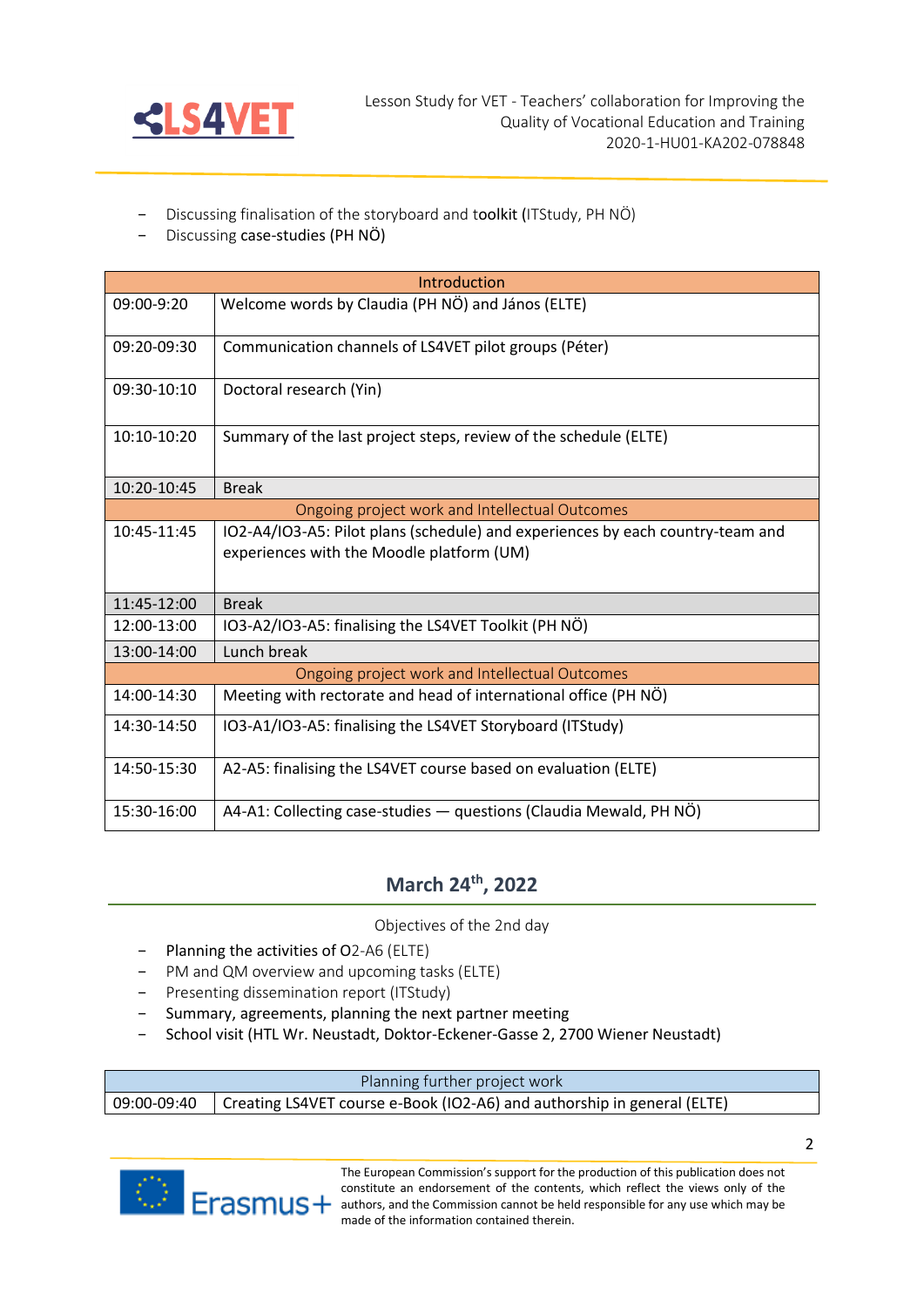- Discussing finalisation of the storyboard and toolkit (ITStudy, PH NÖ)
- Discussing case-studies (PH NÖ)

| Introduction | |
|---|---|
| 09:00-9:20 | Welcome words by Claudia (PH NÖ) and János (ELTE) |
| 09:20-09:30 | Communication channels of LS4VET pilot groups (Péter) |
| 09:30-10:10 | Doctoral research (Yin) |
| 10:10-10:20 | Summary of the last project steps, review of the schedule (ELTE) |
| 10:20-10:45 | Break |
| Ongoing project work and Intellectual Outcomes | |
| 10:45-11:45 | IO2-A4/IO3-A5: Pilot plans (schedule) and experiences by each country-team and experiences with the Moodle platform (UM) |
| 11:45-12:00 | Break |
| 12:00-13:00 | IO3-A2/IO3-A5: finalising the LS4VET Toolkit (PH NÖ) |
| 13:00-14:00 | Lunch break |
| Ongoing project work and Intellectual Outcomes | |
| 14:00-14:30 | Meeting with rectorate and head of international office (PH NÖ) |
| 14:30-14:50 | IO3-A1/IO3-A5: finalising the LS4VET Storyboard (ITStudy) |
| 14:50-15:30 | A2-A5: finalising the LS4VET course based on evaluation (ELTE) |
| 15:30-16:00 | A4-A1: Collecting case-studies — questions (Claudia Mewald, PH NÖ) |

## March 24th, 2022

Objectives of the 2nd day

- Planning the activities of O2-A6 (ELTE)
- PM and QM overview and upcoming tasks (ELTE)
- Presenting dissemination report (ITStudy)
- Summary, agreements, planning the next partner meeting
- School visit (HTL Wr. Neustadt, Doktor-Eckener-Gasse 2, 2700 Wiener Neustadt)

| Planning further project work | |
|---|---|
| 09:00-09:40 | Creating LS4VET course e-Book (IO2-A6) and authorship in general (ELTE) |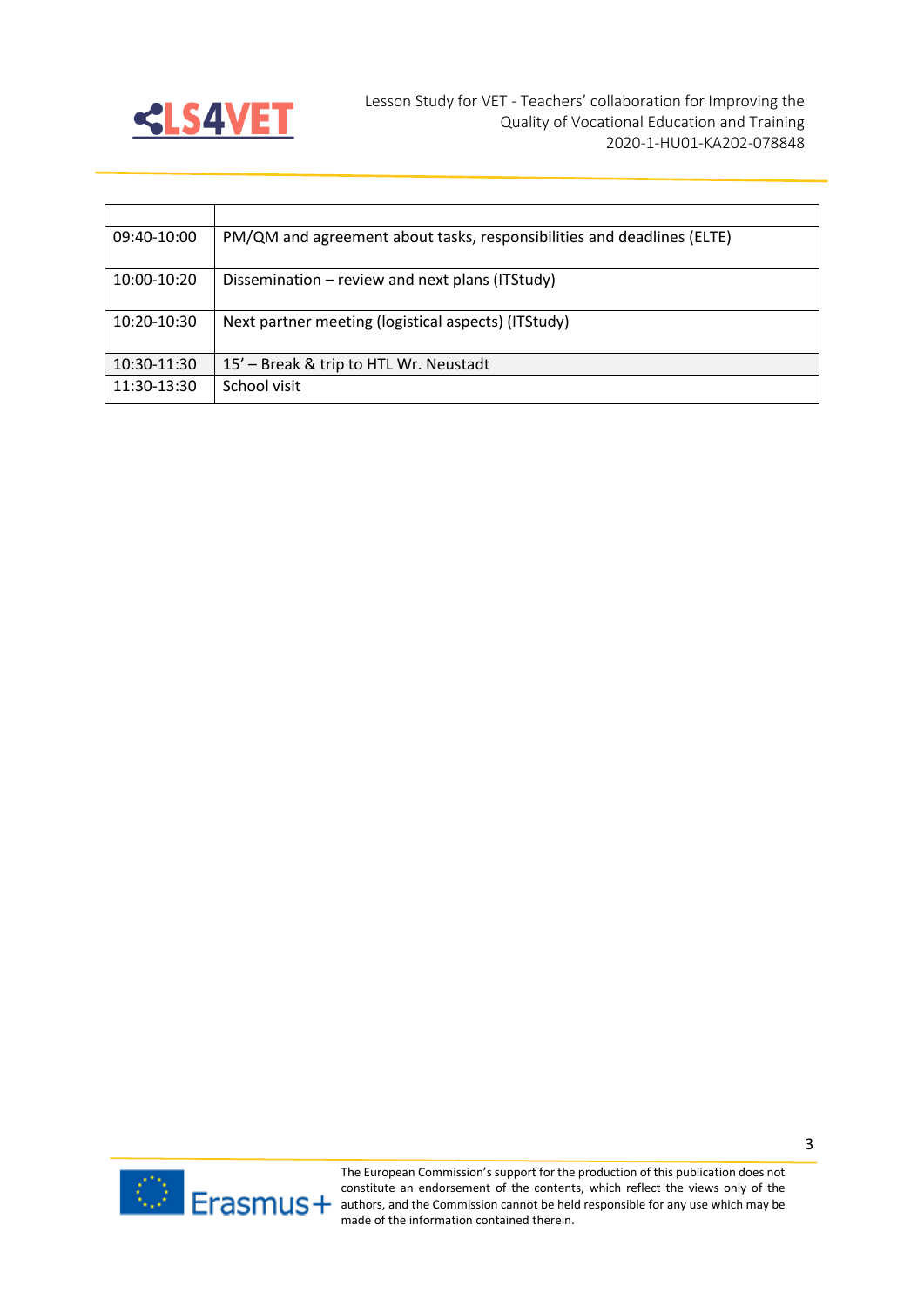| | |
|---|---|
| 09:40-10:00 | PM/QM and agreement about tasks, responsibilities and deadlines (ELTE) |
| 10:00-10:20 | Dissemination – review and next plans (ITStudy) |
| 10:20-10:30 | Next partner meeting (logistical aspects) (ITStudy) |
| 10:30-11:30 | 15' – Break & trip to HTL Wr. Neustadt |
| 11:30-13:30 | School visit |